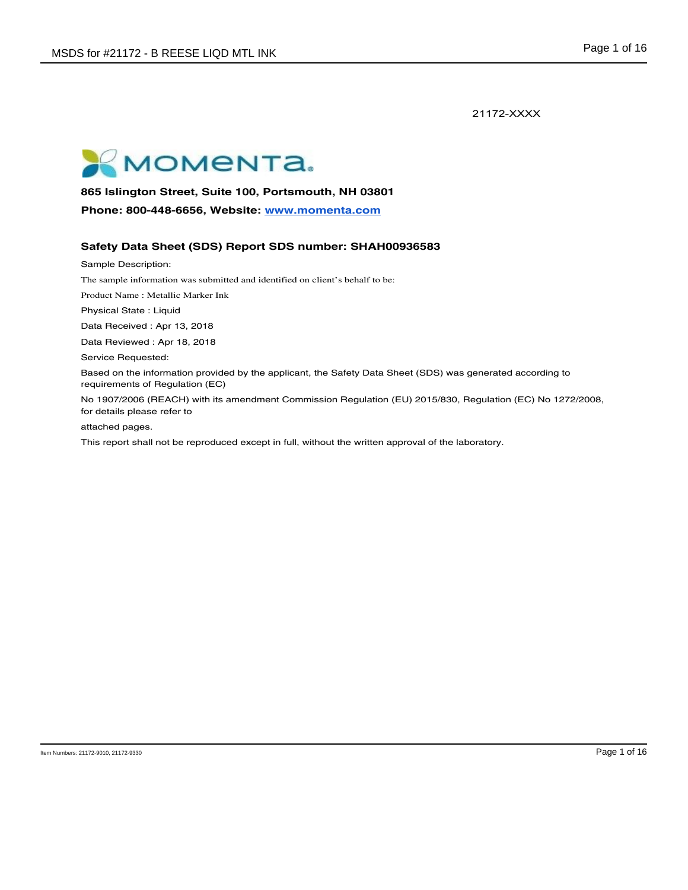21172-XXXX

MOMENTA

**865 Islington Street, Suite 100, Portsmouth, NH 03801**

**Phone: 800-448-6656, Website: [www.momenta.com](http://www.momenta.com)**

## Safety Data Sheet (SDS) Report SDS number: SHAH00936583

Sample Description:

The sample information was submitted and identified on client's behalf to be:

Product Name : Metallic Marker Ink

Physical State : Liquid

Data Received : Apr 13, 2018

Data Reviewed : Apr 18, 2018

Service Requested:

Based on the information provided by the applicant, the Safety Data Sheet (SDS) was generated according to requirements of Regulation (EC)

No 1907/2006 (REACH) with its amendment Commission Regulation (EU) 2015/830, Regulation (EC) No 1272/2008, for details please refer to

attached pages.

This report shall not be reproduced except in full, without the written approval of the laboratory.

Item Numbers: 21172-9010, 21172-9330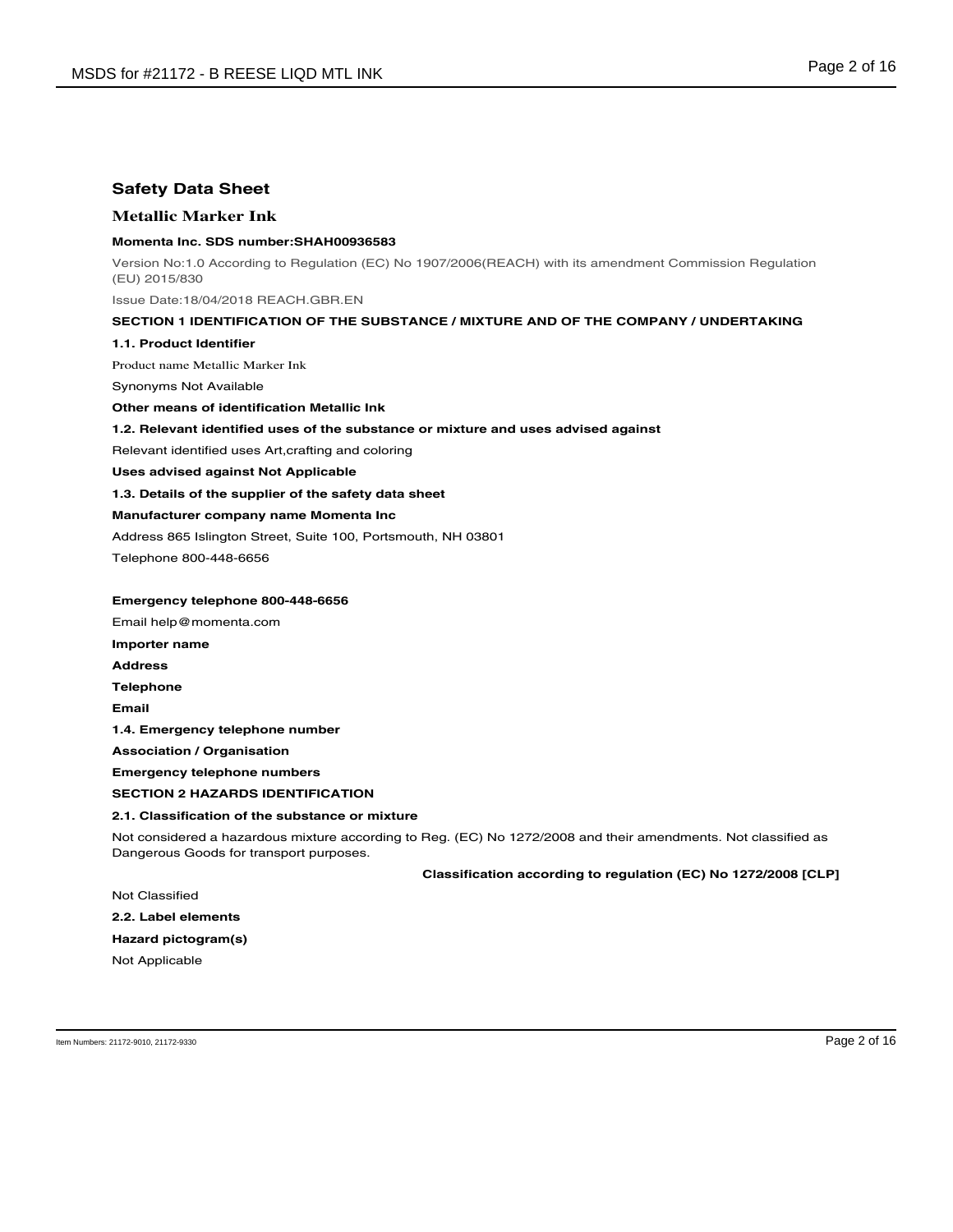# Safety Data Sheet

## Metallic Marker Ink

**Momenta Inc. SDS number:SHAH00936583**

Version No:1.0 According to Regulation (EC) No 1907/2006(REACH) with its amendment Commission Regulation (EU) 2015/830

Issue Date:18/04/2018 REACH.GBR.EN

### SECTION 1 IDENTIFICATION OF THE SUBSTANCE / MIXTURE AND OF THE COMPANY / UNDERTAKING

**1.1. Product Identifier**

Product name Metallic Marker Ink

Synonyms Not Available

**Other means of identification Metallic Ink**

**1.2. Relevant identified uses of the substance or mixture and uses advised against**

Relevant identified uses Art,crafting and coloring

**Uses advised against Not Applicable**

**1.3. Details of the supplier of the safety data sheet**

**Manufacturer company name Momenta Inc**

Address 865 Islington Street, Suite 100, Portsmouth, NH 03801

Telephone 800-448-6656

**Emergency telephone 800-448-6656**

Email help@momenta.com

**Importer name**

**Address**

**Telephone**

**Email**

**1.4. Emergency telephone number**

**Association / Organisation**

**Emergency telephone numbers**

### SECTION 2 HAZARDS IDENTIFICATION

**2.1. Classification of the substance or mixture**

Not considered a hazardous mixture according to Reg. (EC) No 1272/2008 and their amendments. Not classified as Dangerous Goods for transport purposes.

**Classification according to regulation (EC) No 1272/2008 [CLP]**

Not Classified

**2.2. Label elements**

**Hazard pictogram(s)**

Not Applicable

Item Numbers: 21172-9010, 21172-9330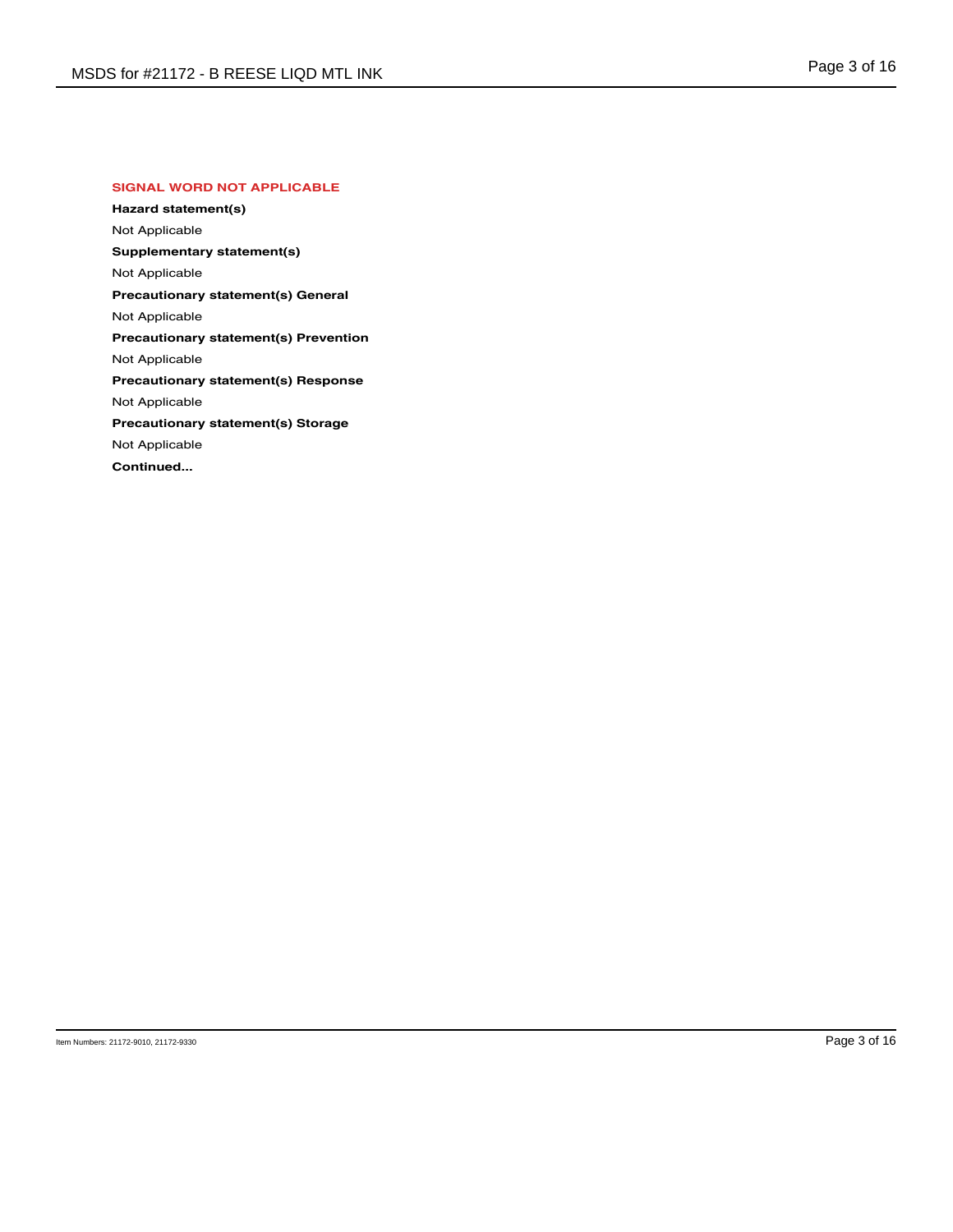**SIGNAL WORD NOT APPLICABLE**

**Hazard statement(s)**

Not Applicable

**Supplementary statement(s)**

Not Applicable

**Precautionary statement(s) General**

Not Applicable

**Precautionary statement(s) Prevention**

Not Applicable

**Precautionary statement(s) Response**

Not Applicable

**Precautionary statement(s) Storage**

Not Applicable

**Continued...**

Item Numbers: 21172-9010, 21172-9330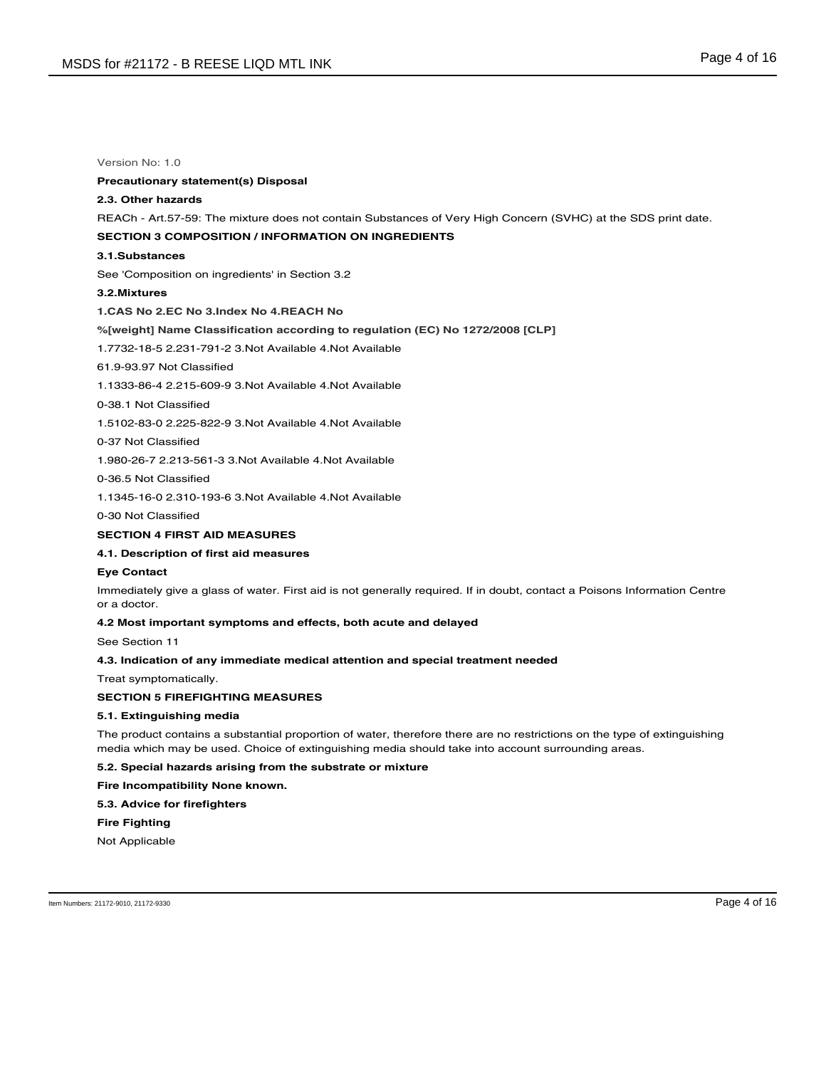Version No: 1.0

**Precautionary statement(s) Disposal**

**2.3. Other hazards**

REACh - Art.57-59: The mixture does not contain Substances of Very High Concern (SVHC) at the SDS print date.

## SECTION 3 COMPOSITION / INFORMATION ON INGREDIENTS

### 3.1.Substances

See 'Composition on ingredients' in Section 3.2

### 3.2.Mixtures

**1.CAS No 2.EC No 3.Index No 4.REACH No**

**%[weight] Name Classification according to regulation (EC) No 1272/2008 [CLP]**

1.7732-18-5 2.231-791-2 3.Not Available 4.Not Available

61.9-93.97 Not Classified

1.1333-86-4 2.215-609-9 3.Not Available 4.Not Available

0-38.1 Not Classified

1.5102-83-0 2.225-822-9 3.Not Available 4.Not Available

0-37 Not Classified

1.980-26-7 2.213-561-3 3.Not Available 4.Not Available

0-36.5 Not Classified

1.1345-16-0 2.310-193-6 3.Not Available 4.Not Available

0-30 Not Classified

## SECTION 4 FIRST AID MEASURES

### 4.1. Description of first aid measures

**Eye Contact**

Immediately give a glass of water. First aid is not generally required. If in doubt, contact a Poisons Information Centre or a doctor.

### 4.2 Most important symptoms and effects, both acute and delayed

See Section 11

### 4.3. Indication of any immediate medical attention and special treatment needed

Treat symptomatically.

## SECTION 5 FIREFIGHTING MEASURES

### 5.1. Extinguishing media

The product contains a substantial proportion of water, therefore there are no restrictions on the type of extinguishing media which may be used. Choice of extinguishing media should take into account surrounding areas.

### 5.2. Special hazards arising from the substrate or mixture

**Fire Incompatibility None known.**

### 5.3. Advice for firefighters

**Fire Fighting**

Not Applicable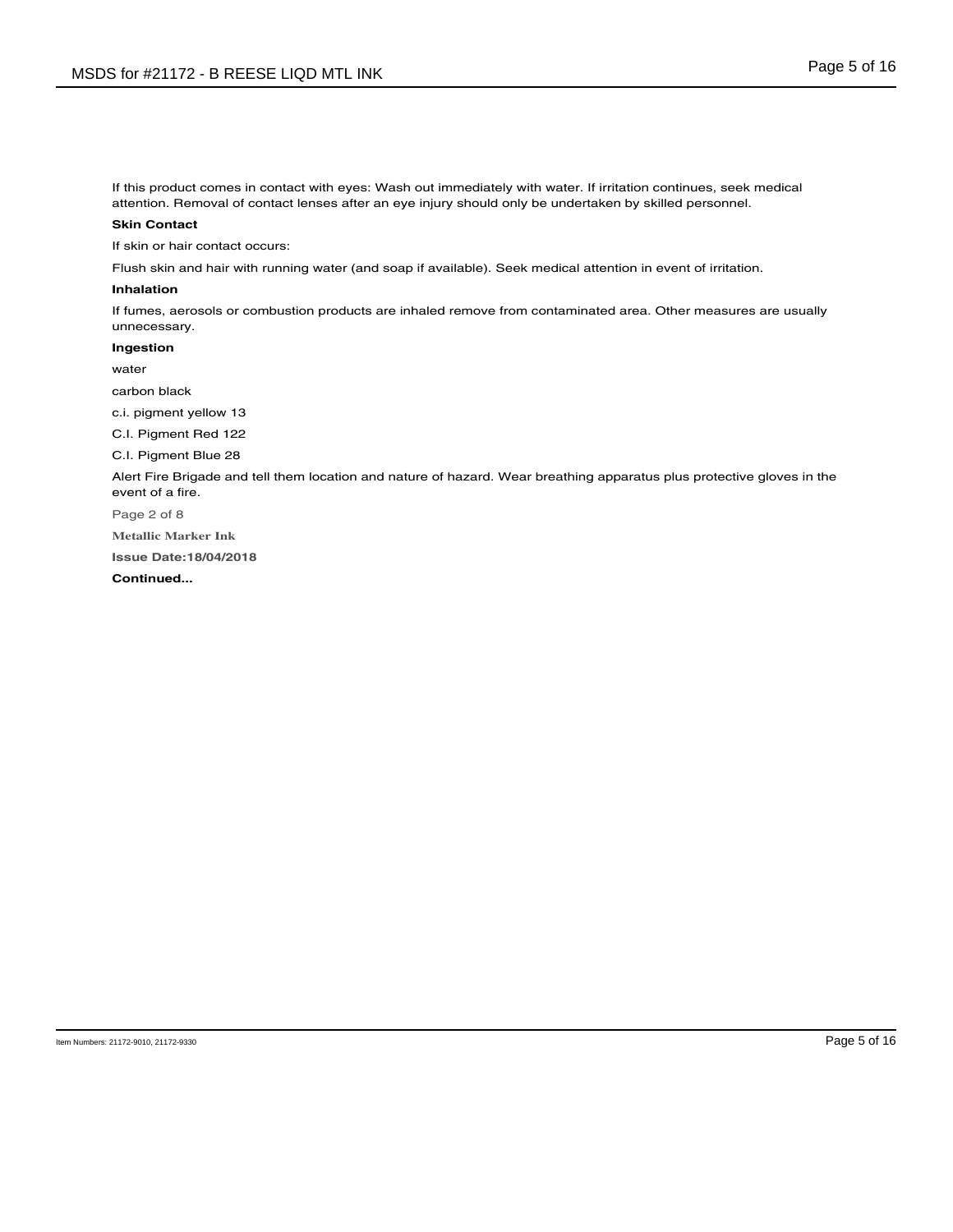If this product comes in contact with eyes: Wash out immediately with water. If irritation continues, seek medical attention. Removal of contact lenses after an eye injury should only be undertaken by skilled personnel.

**Skin Contact**

If skin or hair contact occurs:

Flush skin and hair with running water (and soap if available). Seek medical attention in event of irritation.

**Inhalation**

If fumes, aerosols or combustion products are inhaled remove from contaminated area. Other measures are usually unnecessary.

**Ingestion**

water

carbon black

c.i. pigment yellow 13

C.I. Pigment Red 122

C.I. Pigment Blue 28

Alert Fire Brigade and tell them location and nature of hazard. Wear breathing apparatus plus protective gloves in the event of a fire.

Page 2 of 8

**Metallic Marker Ink**

**Issue Date:18/04/2018**

**Continued...**

Item Numbers: 21172-9010, 21172-9330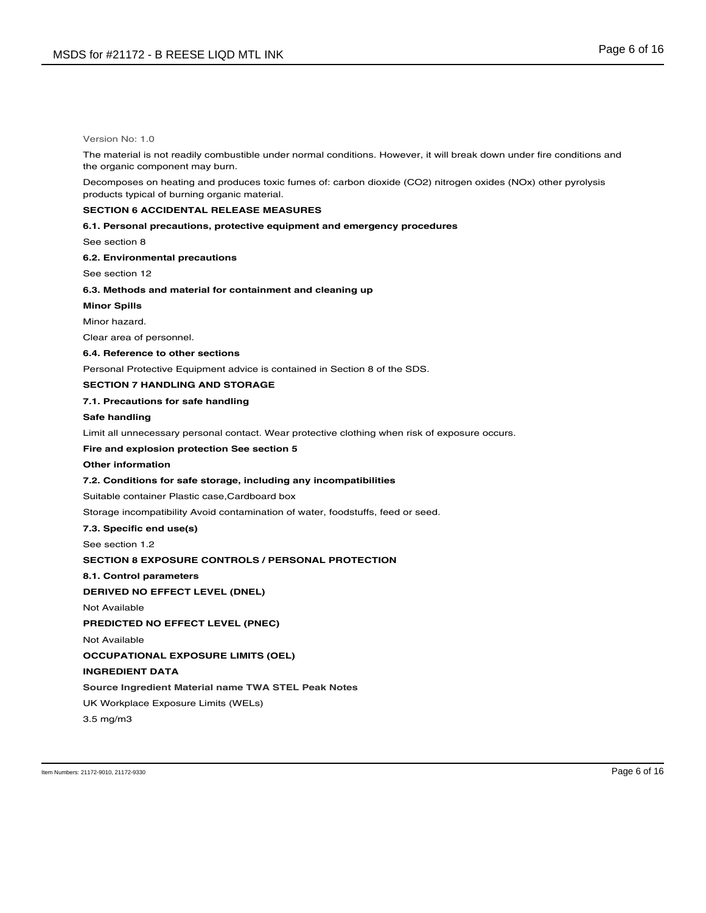Version No: 1.0

The material is not readily combustible under normal conditions. However, it will break down under fire conditions and the organic component may burn.

Decomposes on heating and produces toxic fumes of: carbon dioxide ($CO_2$) nitrogen oxides ($NO_x$) other pyrolysis products typical of burning organic material.

## SECTION 6 ACCIDENTAL RELEASE MEASURES

### 6.1. Personal precautions, protective equipment and emergency procedures

See section 8

### 6.2. Environmental precautions

See section 12

### 6.3. Methods and material for containment and cleaning up

**Minor Spills**

Minor hazard.

Clear area of personnel.

### 6.4. Reference to other sections

Personal Protective Equipment advice is contained in Section 8 of the SDS.

## SECTION 7 HANDLING AND STORAGE

### 7.1. Precautions for safe handling

**Safe handling**

Limit all unnecessary personal contact. Wear protective clothing when risk of exposure occurs.

**Fire and explosion protection See section 5**

**Other information**

### 7.2. Conditions for safe storage, including any incompatibilities

Suitable container Plastic case,Cardboard box

Storage incompatibility Avoid contamination of water, foodstuffs, feed or seed.

### 7.3. Specific end use(s)

See section 1.2

## SECTION 8 EXPOSURE CONTROLS / PERSONAL PROTECTION

### 8.1. Control parameters

**DERIVED NO EFFECT LEVEL (DNEL)**

Not Available

**PREDICTED NO EFFECT LEVEL (PNEC)**

Not Available

**OCCUPATIONAL EXPOSURE LIMITS (OEL)**

**INGREDIENT DATA**

**Source Ingredient Material name TWA STEL Peak Notes**

UK Workplace Exposure Limits (WELs)

3.5 mg/m3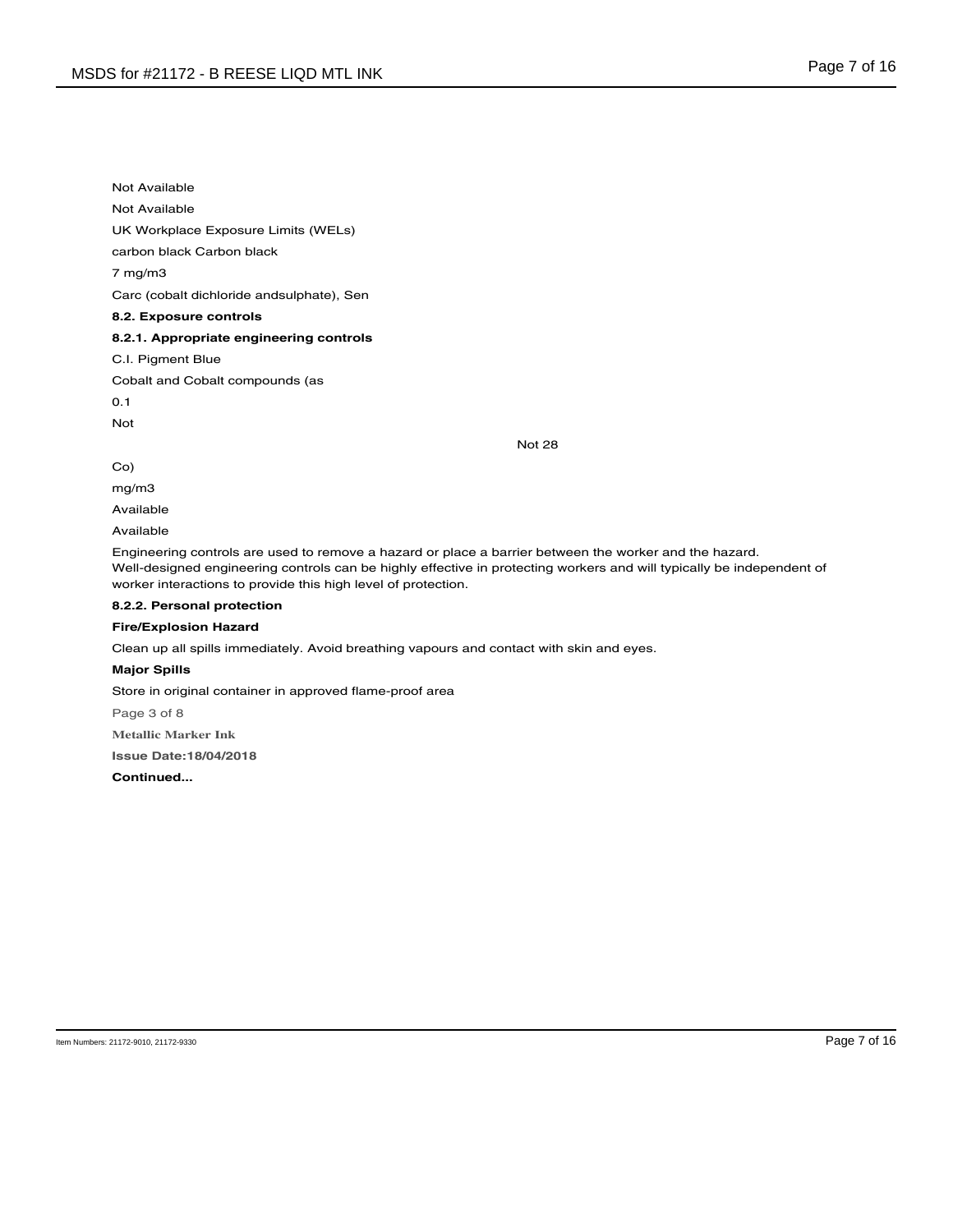Not Available

Not Available

UK Workplace Exposure Limits (WELs)

carbon black Carbon black

7 mg/m3

Carc (cobalt dichloride andsulphate), Sen

**8.2. Exposure controls**

**8.2.1. Appropriate engineering controls**

C.I. Pigment Blue

Cobalt and Cobalt compounds (as

0.1

Not

Not 28

Co)

mg/m3

Available

Available

Engineering controls are used to remove a hazard or place a barrier between the worker and the hazard. Well-designed engineering controls can be highly effective in protecting workers and will typically be independent of worker interactions to provide this high level of protection.

**8.2.2. Personal protection**

**Fire/Explosion Hazard**

Clean up all spills immediately. Avoid breathing vapours and contact with skin and eyes.

**Major Spills**

Store in original container in approved flame-proof area

Page 3 of 8

**Metallic Marker Ink**

**Issue Date:18/04/2018**

**Continued...**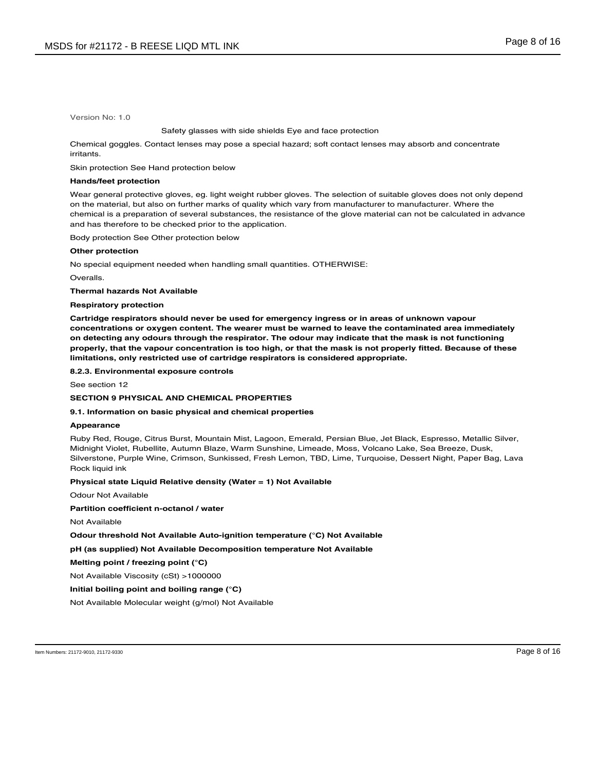Version No: 1.0

Safety glasses with side shields Eye and face protection

Chemical goggles. Contact lenses may pose a special hazard; soft contact lenses may absorb and concentrate irritants.

Skin protection See Hand protection below

**Hands/feet protection**

Wear general protective gloves, eg. light weight rubber gloves. The selection of suitable gloves does not only depend on the material, but also on further marks of quality which vary from manufacturer to manufacturer. Where the chemical is a preparation of several substances, the resistance of the glove material can not be calculated in advance and has therefore to be checked prior to the application.

Body protection See Other protection below

**Other protection**

No special equipment needed when handling small quantities. OTHERWISE:

Overalls.

**Thermal hazards Not Available**

**Respiratory protection**

**Cartridge respirators should never be used for emergency ingress or in areas of unknown vapour concentrations or oxygen content. The wearer must be warned to leave the contaminated area immediately on detecting any odours through the respirator. The odour may indicate that the mask is not functioning properly, that the vapour concentration is too high, or that the mask is not properly fitted. Because of these limitations, only restricted use of cartridge respirators is considered appropriate.**

**8.2.3. Environmental exposure controls**

See section 12

## SECTION 9 PHYSICAL AND CHEMICAL PROPERTIES

**9.1. Information on basic physical and chemical properties**

**Appearance**

Ruby Red, Rouge, Citrus Burst, Mountain Mist, Lagoon, Emerald, Persian Blue, Jet Black, Espresso, Metallic Silver, Midnight Violet, Rubellite, Autumn Blaze, Warm Sunshine, Limeade, Moss, Volcano Lake, Sea Breeze, Dusk, Silverstone, Purple Wine, Crimson, Sunkissed, Fresh Lemon, TBD, Lime, Turquoise, Dessert Night, Paper Bag, Lava Rock liquid ink

**Physical state Liquid Relative density (Water = 1) Not Available**

Odour Not Available

**Partition coefficient n-octanol / water**

Not Available

**Odour threshold Not Available Auto-ignition temperature (°C) Not Available**

**pH (as supplied) Not Available Decomposition temperature Not Available**

**Melting point / freezing point (°C)**

Not Available Viscosity (cSt) >1000000

**Initial boiling point and boiling range (°C)**

Not Available Molecular weight (g/mol) Not Available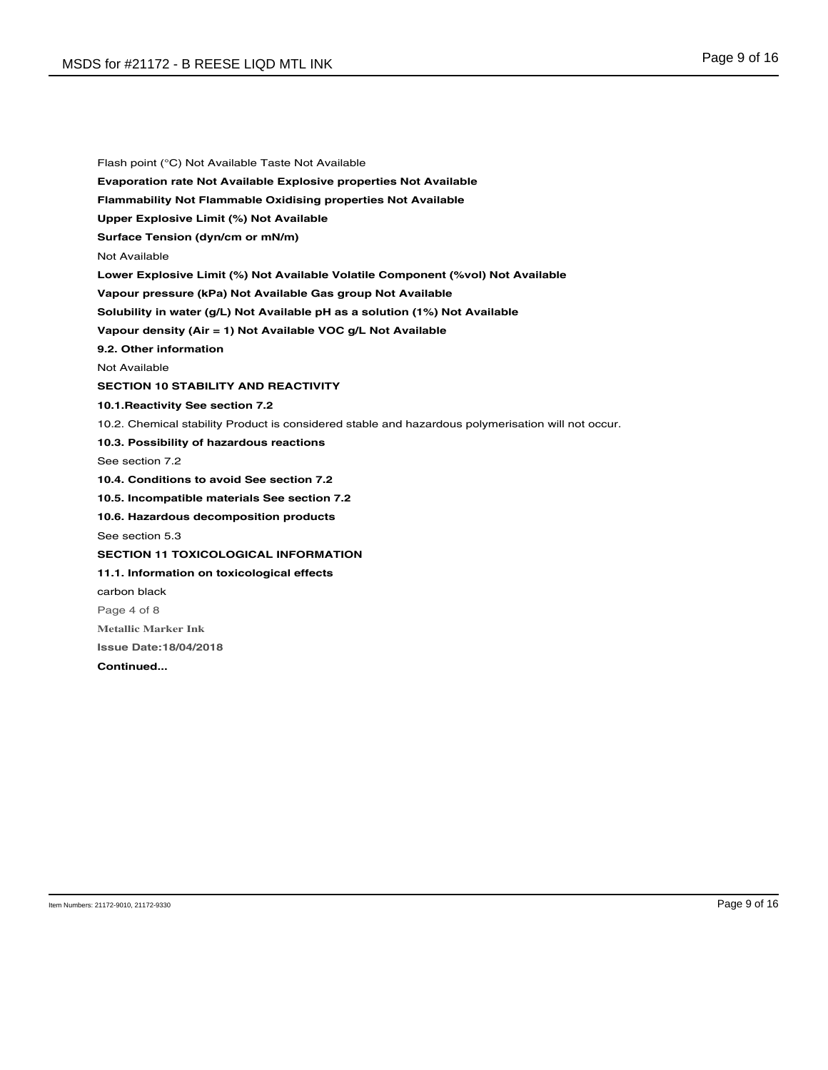Flash point (°C) Not Available Taste Not Available

**Evaporation rate Not Available Explosive properties Not Available**

**Flammability Not Flammable Oxidising properties Not Available**

**Upper Explosive Limit (%) Not Available**

**Surface Tension (dyn/cm or mN/m)**

Not Available

**Lower Explosive Limit (%) Not Available Volatile Component (%vol) Not Available**

**Vapour pressure (kPa) Not Available Gas group Not Available**

**Solubility in water (g/L) Not Available pH as a solution (1%) Not Available**

**Vapour density (Air = 1) Not Available VOC g/L Not Available**

**9.2. Other information**

Not Available

## SECTION 10 STABILITY AND REACTIVITY

**10.1.Reactivity See section 7.2**

10.2. Chemical stability Product is considered stable and hazardous polymerisation will not occur.

**10.3. Possibility of hazardous reactions**

See section 7.2

**10.4. Conditions to avoid See section 7.2**

**10.5. Incompatible materials See section 7.2**

**10.6. Hazardous decomposition products**

See section 5.3

## SECTION 11 TOXICOLOGICAL INFORMATION

**11.1. Information on toxicological effects**

carbon black

Page 4 of 8

**Metallic Marker Ink**

**Issue Date:18/04/2018**

**Continued...**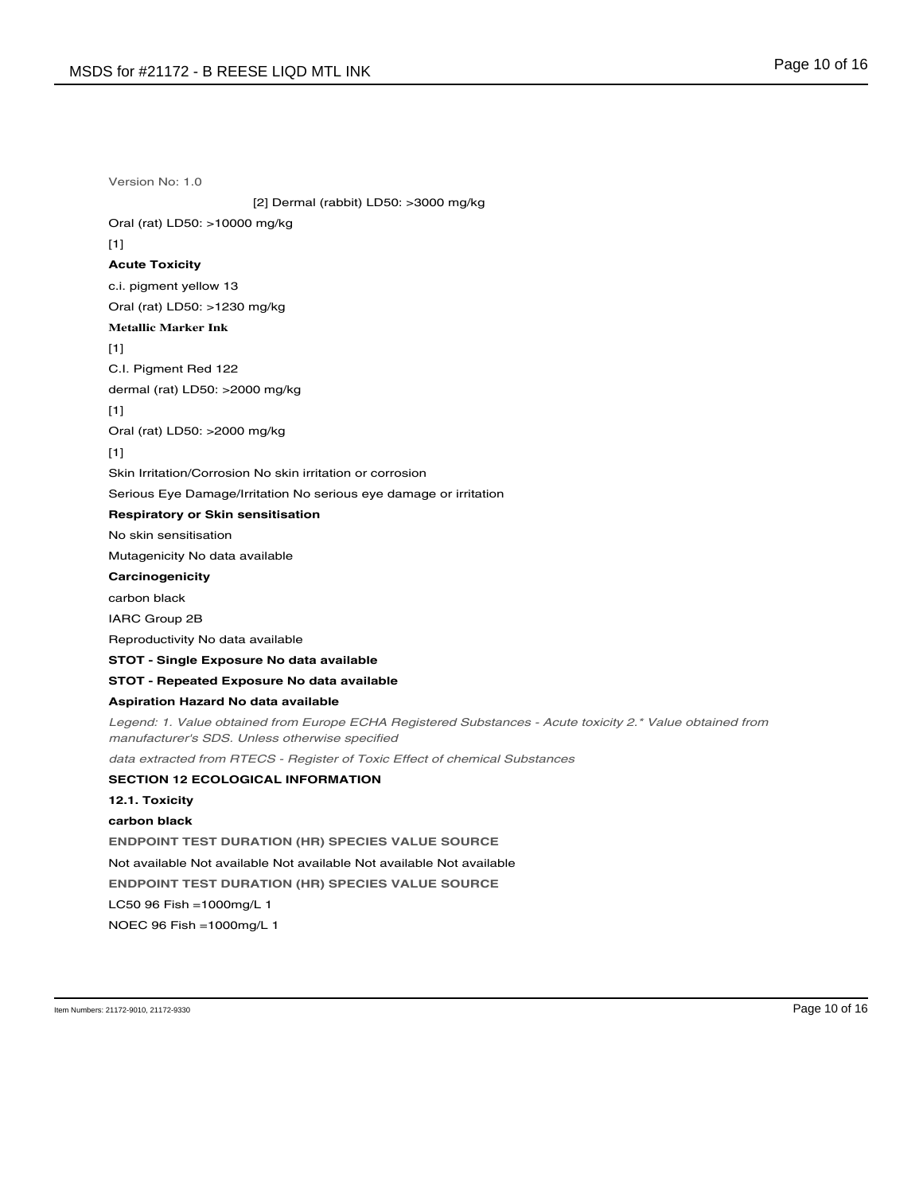Version No: 1.0

[2] Dermal (rabbit) LD50: >3000 mg/kg

Oral (rat) LD50: >10000 mg/kg

[1]

**Acute Toxicity**

c.i. pigment yellow 13

Oral (rat) LD50: >1230 mg/kg

**Metallic Marker Ink**

[1]

C.I. Pigment Red 122

dermal (rat) LD50: >2000 mg/kg

[1]

Oral (rat) LD50: >2000 mg/kg

[1]

Skin Irritation/Corrosion No skin irritation or corrosion

Serious Eye Damage/Irritation No serious eye damage or irritation

**Respiratory or Skin sensitisation**

No skin sensitisation

Mutagenicity No data available

**Carcinogenicity**

carbon black

IARC Group 2B

Reproductivity No data available

**STOT - Single Exposure No data available**

**STOT - Repeated Exposure No data available**

**Aspiration Hazard No data available**

*Legend: 1. Value obtained from Europe ECHA Registered Substances - Acute toxicity 2.* Value obtained from manufacturer's SDS. Unless otherwise specified*

*data extracted from RTECS - Register of Toxic Effect of chemical Substances*

## SECTION 12 ECOLOGICAL INFORMATION

### 12.1. Toxicity

**carbon black**

| ENDPOINT | TEST DURATION (HR) | SPECIES | VALUE | SOURCE |
| --- | --- | --- | --- | --- |
| Not available | Not available | Not available | Not available | Not available |

| ENDPOINT | TEST DURATION (HR) | SPECIES | VALUE | SOURCE |
| --- | --- | --- | --- | --- |
| LC50 | 96 | Fish | =1000mg/L | 1 |
| NOEC | 96 | Fish | =1000mg/L | 1 |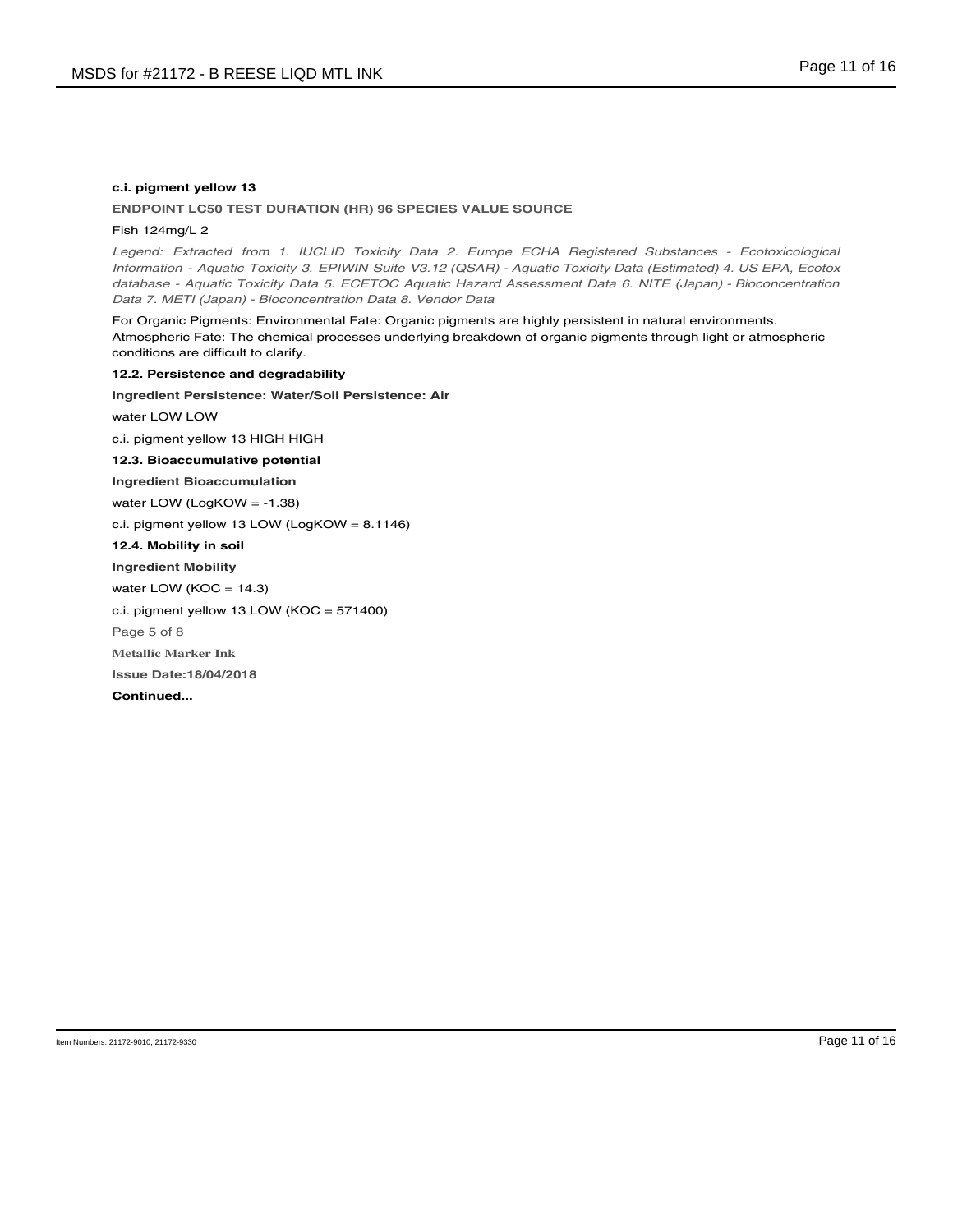**c.i. pigment yellow 13**

| ENDPOINT | LC50 TEST DURATION (HR) | 96 SPECIES | VALUE | SOURCE |
|---|---|---|---|---|
| Fish | | | 124mg/L | 2 |

*Legend: Extracted from 1. IUCLID Toxicity Data 2. Europe ECHA Registered Substances - Ecotoxicological Information - Aquatic Toxicity 3. EPIWIN Suite V3.12 (QSAR) - Aquatic Toxicity Data (Estimated) 4. US EPA, Ecotox database - Aquatic Toxicity Data 5. ECETOC Aquatic Hazard Assessment Data 6. NITE (Japan) - Bioconcentration Data 7. METI (Japan) - Bioconcentration Data 8. Vendor Data*

For Organic Pigments: Environmental Fate: Organic pigments are highly persistent in natural environments.
Atmospheric Fate: The chemical processes underlying breakdown of organic pigments through light or atmospheric conditions are difficult to clarify.

**12.2. Persistence and degradability**

| Ingredient | Persistence: Water/Soil | Persistence: Air |
|---|---|---|
| water | LOW | LOW |
| c.i. pigment yellow 13 | HIGH | HIGH |

**12.3. Bioaccumulative potential**

| Ingredient | Bioaccumulation |
|---|---|
| water | LOW (LogKOW = -1.38) |
| c.i. pigment yellow 13 | LOW (LogKOW = 8.1146) |

**12.4. Mobility in soil**

| Ingredient | Mobility |
|---|---|
| water | LOW (KOC = 14.3) |
| c.i. pigment yellow 13 | LOW (KOC = 571400) |

Page 5 of 8

**Metallic Marker Ink**

**Issue Date:18/04/2018**

**Continued...**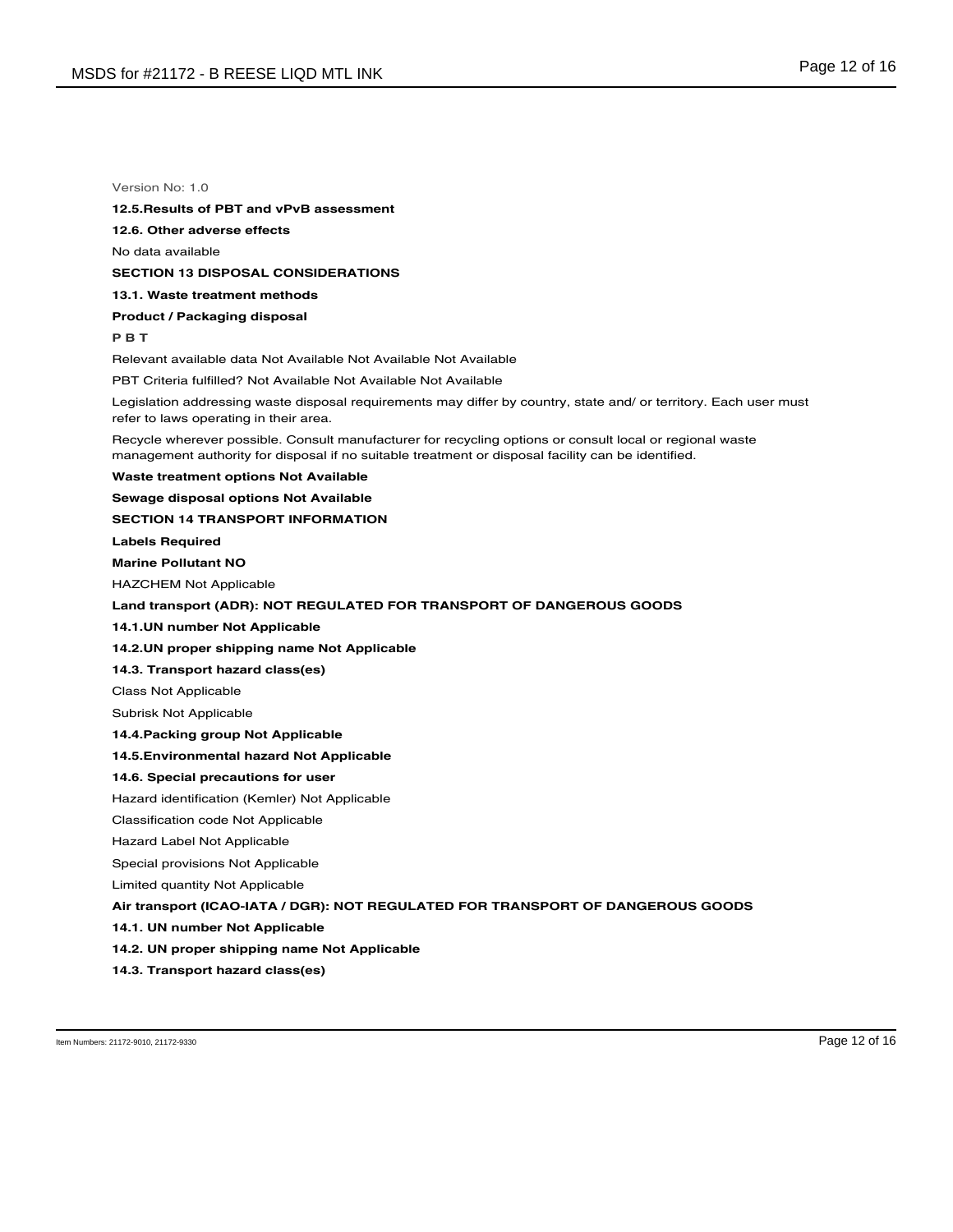Version No: 1.0

**12.5.Results of PBT and vPvB assessment**

**12.6. Other adverse effects**

No data available

## SECTION 13 DISPOSAL CONSIDERATIONS

**13.1. Waste treatment methods**

**Product / Packaging disposal**

**P B T**

Relevant available data Not Available Not Available Not Available

PBT Criteria fulfilled? Not Available Not Available Not Available

Legislation addressing waste disposal requirements may differ by country, state and/ or territory. Each user must refer to laws operating in their area.

Recycle wherever possible. Consult manufacturer for recycling options or consult local or regional waste management authority for disposal if no suitable treatment or disposal facility can be identified.

**Waste treatment options Not Available**

**Sewage disposal options Not Available**

## SECTION 14 TRANSPORT INFORMATION

**Labels Required**

**Marine Pollutant NO**

HAZCHEM Not Applicable

**Land transport (ADR): NOT REGULATED FOR TRANSPORT OF DANGEROUS GOODS**

**14.1.UN number Not Applicable**

**14.2.UN proper shipping name Not Applicable**

**14.3. Transport hazard class(es)**

Class Not Applicable

Subrisk Not Applicable

**14.4.Packing group Not Applicable**

**14.5.Environmental hazard Not Applicable**

**14.6. Special precautions for user**

Hazard identification (Kemler) Not Applicable

Classification code Not Applicable

Hazard Label Not Applicable

Special provisions Not Applicable

Limited quantity Not Applicable

**Air transport (ICAO-IATA / DGR): NOT REGULATED FOR TRANSPORT OF DANGEROUS GOODS**

**14.1. UN number Not Applicable**

**14.2. UN proper shipping name Not Applicable**

**14.3. Transport hazard class(es)**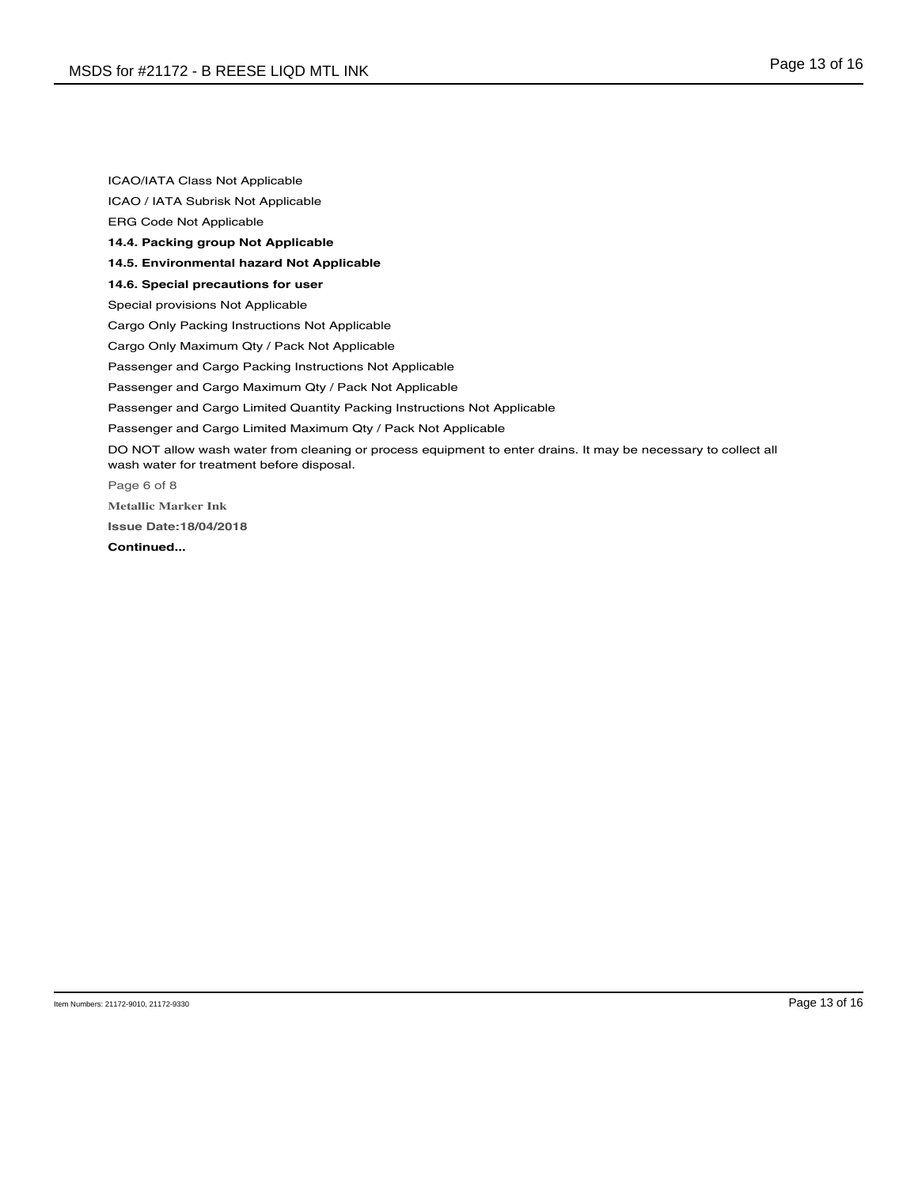ICAO/IATA Class Not Applicable

ICAO / IATA Subrisk Not Applicable

ERG Code Not Applicable

**14.4. Packing group Not Applicable**

**14.5. Environmental hazard Not Applicable**

**14.6. Special precautions for user**

Special provisions Not Applicable

Cargo Only Packing Instructions Not Applicable

Cargo Only Maximum Qty / Pack Not Applicable

Passenger and Cargo Packing Instructions Not Applicable

Passenger and Cargo Maximum Qty / Pack Not Applicable

Passenger and Cargo Limited Quantity Packing Instructions Not Applicable

Passenger and Cargo Limited Maximum Qty / Pack Not Applicable

DO NOT allow wash water from cleaning or process equipment to enter drains. It may be necessary to collect all wash water for treatment before disposal.

Page 6 of 8

**Metallic Marker Ink**

**Issue Date:18/04/2018**

**Continued...**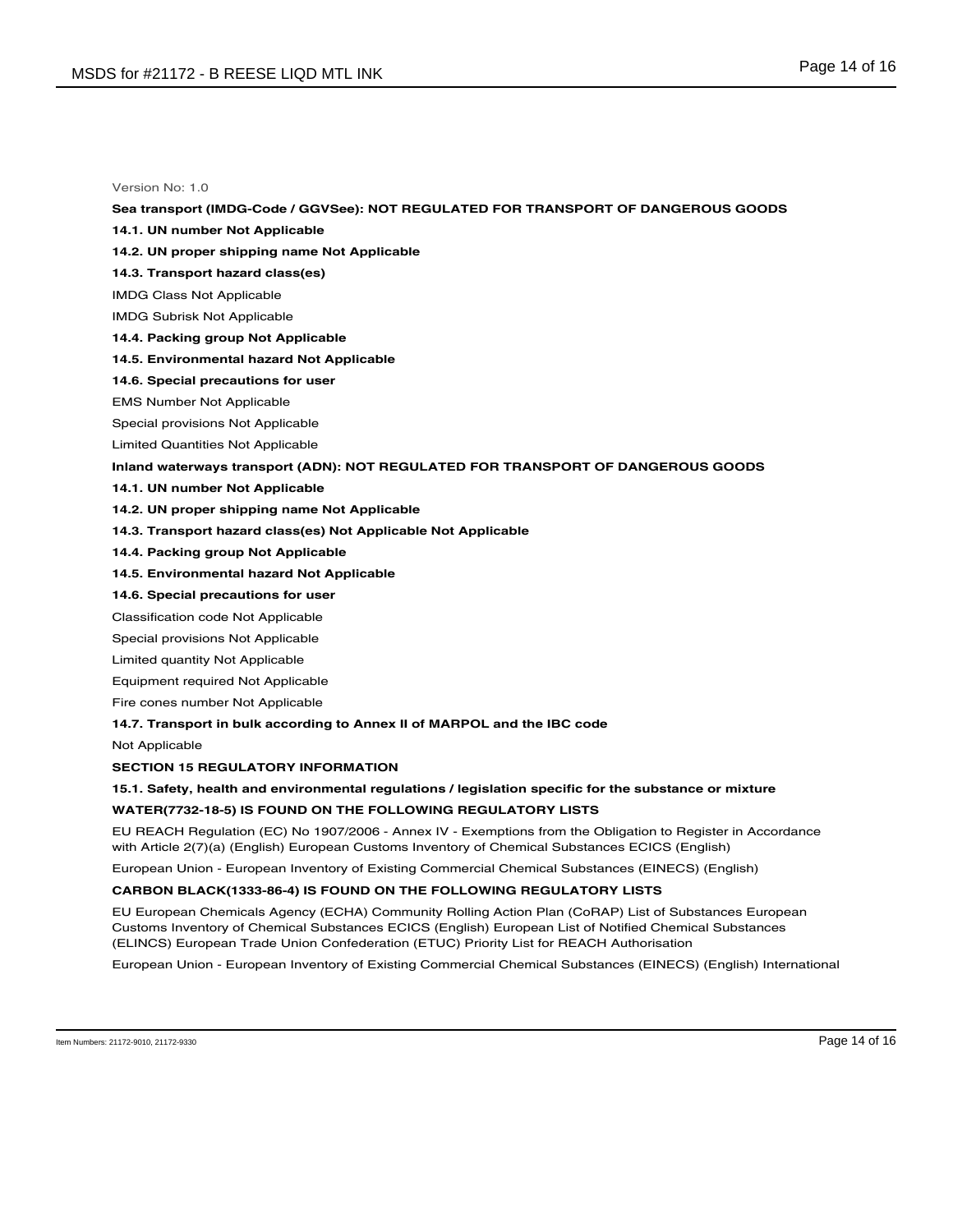Version No: 1.0

**Sea transport (IMDG-Code / GGVSee): NOT REGULATED FOR TRANSPORT OF DANGEROUS GOODS**

**14.1. UN number Not Applicable**

**14.2. UN proper shipping name Not Applicable**

**14.3. Transport hazard class(es)**

IMDG Class Not Applicable

IMDG Subrisk Not Applicable

**14.4. Packing group Not Applicable**

**14.5. Environmental hazard Not Applicable**

**14.6. Special precautions for user**

EMS Number Not Applicable

Special provisions Not Applicable

Limited Quantities Not Applicable

**Inland waterways transport (ADN): NOT REGULATED FOR TRANSPORT OF DANGEROUS GOODS**

**14.1. UN number Not Applicable**

**14.2. UN proper shipping name Not Applicable**

**14.3. Transport hazard class(es) Not Applicable Not Applicable**

**14.4. Packing group Not Applicable**

**14.5. Environmental hazard Not Applicable**

**14.6. Special precautions for user**

Classification code Not Applicable

Special provisions Not Applicable

Limited quantity Not Applicable

Equipment required Not Applicable

Fire cones number Not Applicable

**14.7. Transport in bulk according to Annex II of MARPOL and the IBC code**

Not Applicable

## SECTION 15 REGULATORY INFORMATION

**15.1. Safety, health and environmental regulations / legislation specific for the substance or mixture**

**WATER(7732-18-5) IS FOUND ON THE FOLLOWING REGULATORY LISTS**

EU REACH Regulation (EC) No 1907/2006 - Annex IV - Exemptions from the Obligation to Register in Accordance with Article 2(7)(a) (English) European Customs Inventory of Chemical Substances ECICS (English)

European Union - European Inventory of Existing Commercial Chemical Substances (EINECS) (English)

**CARBON BLACK(1333-86-4) IS FOUND ON THE FOLLOWING REGULATORY LISTS**

EU European Chemicals Agency (ECHA) Community Rolling Action Plan (CoRAP) List of Substances European Customs Inventory of Chemical Substances ECICS (English) European List of Notified Chemical Substances (ELINCS) European Trade Union Confederation (ETUC) Priority List for REACH Authorisation

European Union - European Inventory of Existing Commercial Chemical Substances (EINECS) (English) International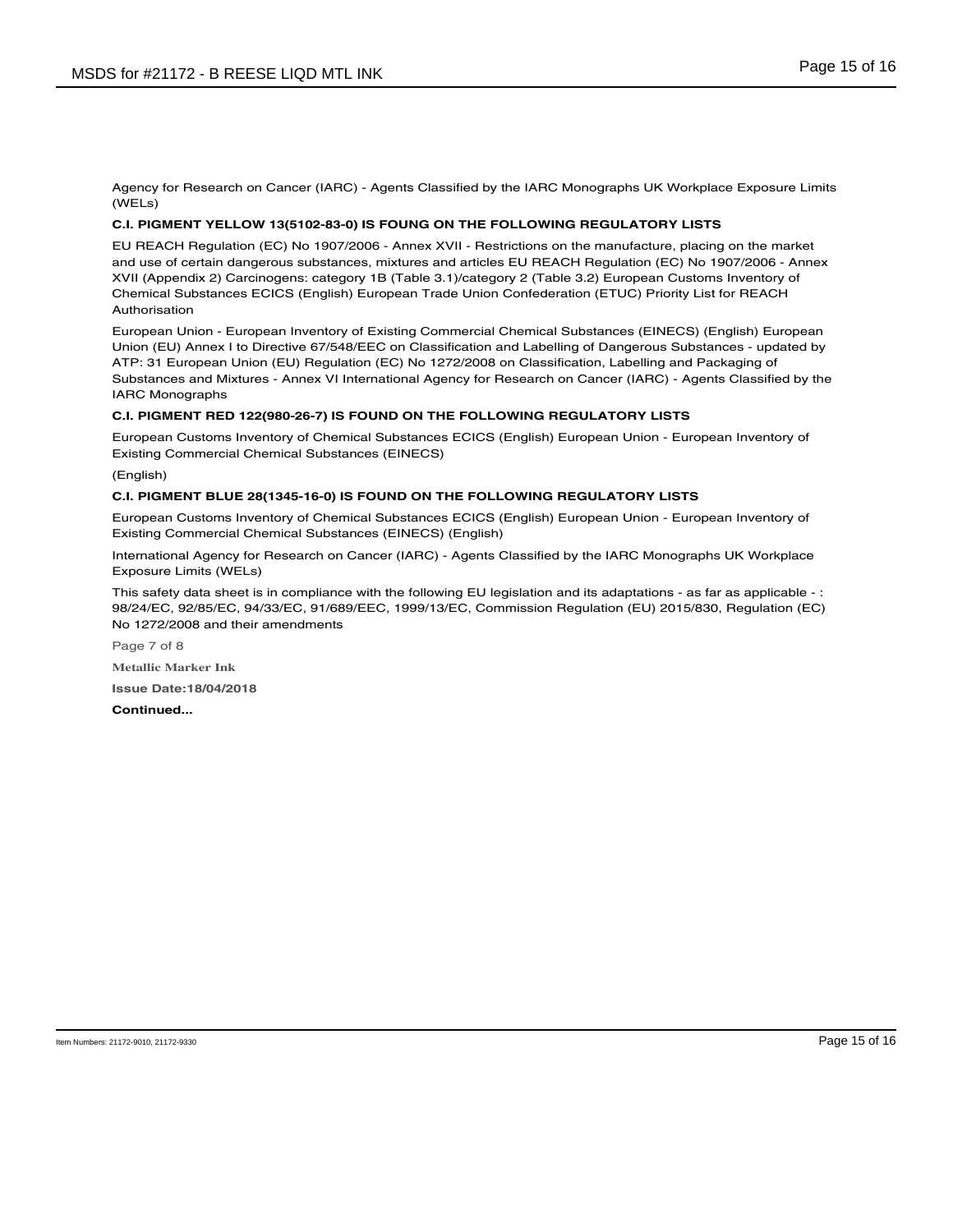Agency for Research on Cancer (IARC) - Agents Classified by the IARC Monographs UK Workplace Exposure Limits (WELs)

**C.I. PIGMENT YELLOW 13(5102-83-0) IS FOUNG ON THE FOLLOWING REGULATORY LISTS**

EU REACH Regulation (EC) No 1907/2006 - Annex XVII - Restrictions on the manufacture, placing on the market and use of certain dangerous substances, mixtures and articles EU REACH Regulation (EC) No 1907/2006 - Annex XVII (Appendix 2) Carcinogens: category 1B (Table 3.1)/category 2 (Table 3.2) European Customs Inventory of Chemical Substances ECICS (English) European Trade Union Confederation (ETUC) Priority List for REACH Authorisation

European Union - European Inventory of Existing Commercial Chemical Substances (EINECS) (English) European Union (EU) Annex I to Directive 67/548/EEC on Classification and Labelling of Dangerous Substances - updated by ATP: 31 European Union (EU) Regulation (EC) No 1272/2008 on Classification, Labelling and Packaging of Substances and Mixtures - Annex VI International Agency for Research on Cancer (IARC) - Agents Classified by the IARC Monographs

**C.I. PIGMENT RED 122(980-26-7) IS FOUND ON THE FOLLOWING REGULATORY LISTS**

European Customs Inventory of Chemical Substances ECICS (English) European Union - European Inventory of Existing Commercial Chemical Substances (EINECS)

(English)

**C.I. PIGMENT BLUE 28(1345-16-0) IS FOUND ON THE FOLLOWING REGULATORY LISTS**

European Customs Inventory of Chemical Substances ECICS (English) European Union - European Inventory of Existing Commercial Chemical Substances (EINECS) (English)

International Agency for Research on Cancer (IARC) - Agents Classified by the IARC Monographs UK Workplace Exposure Limits (WELs)

This safety data sheet is in compliance with the following EU legislation and its adaptations - as far as applicable - : 98/24/EC, 92/85/EC, 94/33/EC, 91/689/EEC, 1999/13/EC, Commission Regulation (EU) 2015/830, Regulation (EC) No 1272/2008 and their amendments

Page 7 of 8

**Metallic Marker Ink**

**Issue Date:18/04/2018**

**Continued...**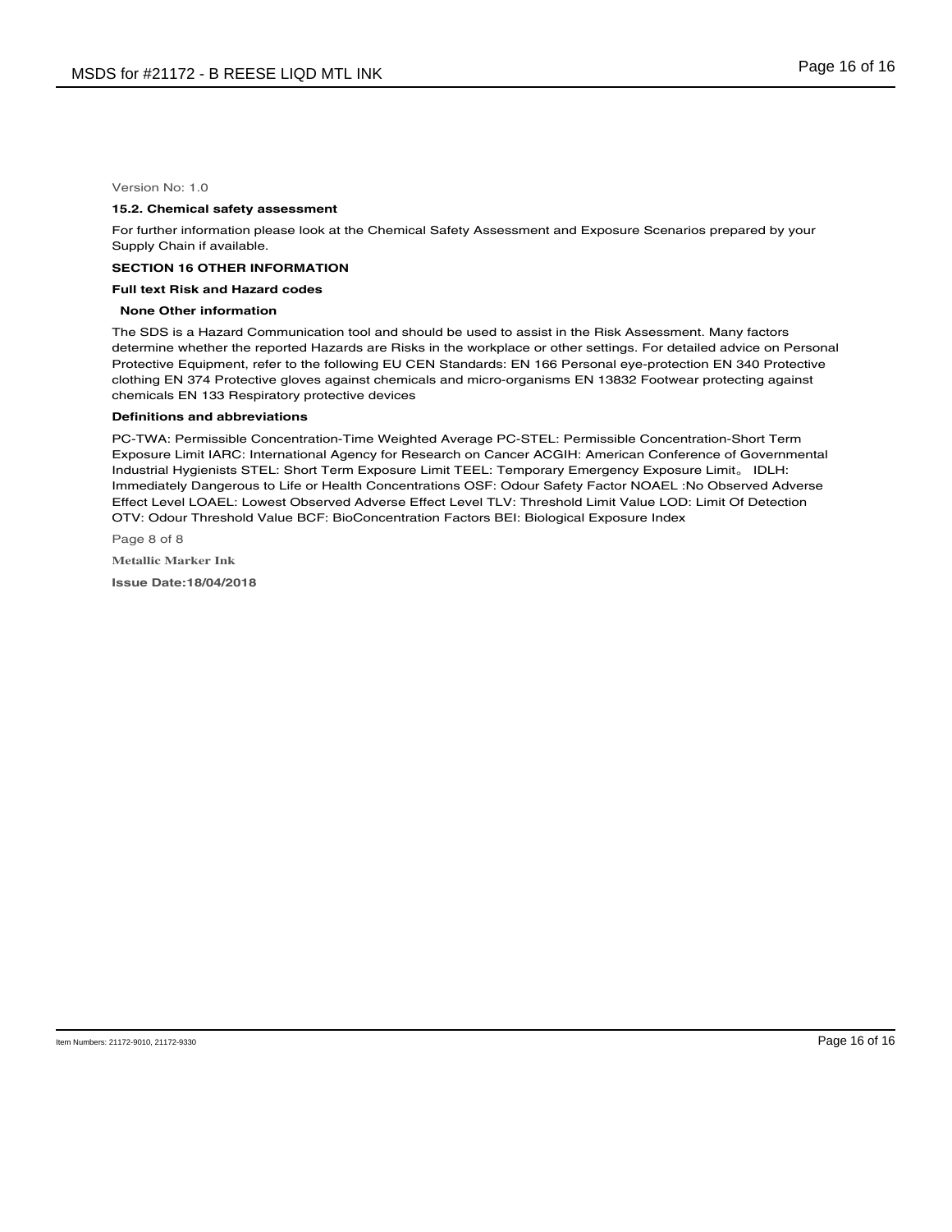Version No: 1.0

**15.2. Chemical safety assessment**

For further information please look at the Chemical Safety Assessment and Exposure Scenarios prepared by your Supply Chain if available.

**SECTION 16 OTHER INFORMATION**

**Full text Risk and Hazard codes**

**None Other information**

The SDS is a Hazard Communication tool and should be used to assist in the Risk Assessment. Many factors determine whether the reported Hazards are Risks in the workplace or other settings. For detailed advice on Personal Protective Equipment, refer to the following EU CEN Standards: EN 166 Personal eye-protection EN 340 Protective clothing EN 374 Protective gloves against chemicals and micro-organisms EN 13832 Footwear protecting against chemicals EN 133 Respiratory protective devices

**Definitions and abbreviations**

PC-TWA: Permissible Concentration-Time Weighted Average PC-STEL: Permissible Concentration-Short Term Exposure Limit IARC: International Agency for Research on Cancer ACGIH: American Conference of Governmental Industrial Hygienists STEL: Short Term Exposure Limit TEEL: Temporary Emergency Exposure Limit。 IDLH: Immediately Dangerous to Life or Health Concentrations OSF: Odour Safety Factor NOAEL :No Observed Adverse Effect Level LOAEL: Lowest Observed Adverse Effect Level TLV: Threshold Limit Value LOD: Limit Of Detection OTV: Odour Threshold Value BCF: BioConcentration Factors BEI: Biological Exposure Index

Page 8 of 8

**Metallic Marker Ink**

**Issue Date:18/04/2018**

Item Numbers: 21172-9010, 21172-9330